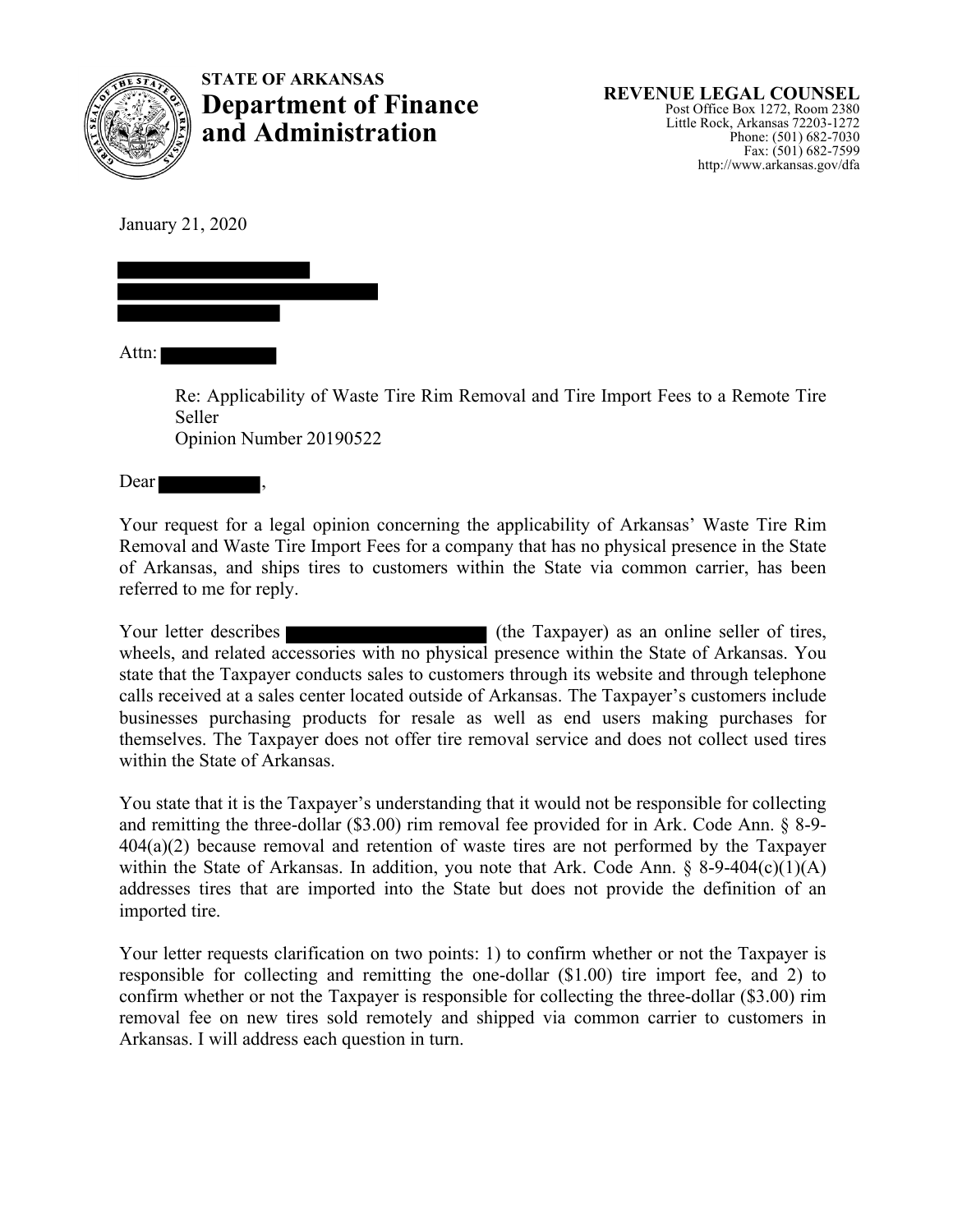**STATE OF ARKANSAS**
**Department of Finance and Administration**

**REVENUE LEGAL COUNSEL**
Post Office Box 1272, Room 2380
Little Rock, Arkansas 72203-1272
Phone: (501) 682-7030
Fax: (501) 682-7599
http://www.arkansas.gov/dfa

January 21, 2020

Attn:

Re: Applicability of Waste Tire Rim Removal and Tire Import Fees to a Remote Tire Seller
Opinion Number 20190522

Dear ,

Your request for a legal opinion concerning the applicability of Arkansas' Waste Tire Rim Removal and Waste Tire Import Fees for a company that has no physical presence in the State of Arkansas, and ships tires to customers within the State via common carrier, has been referred to me for reply.

Your letter describes (the Taxpayer) as an online seller of tires, wheels, and related accessories with no physical presence within the State of Arkansas. You state that the Taxpayer conducts sales to customers through its website and through telephone calls received at a sales center located outside of Arkansas. The Taxpayer's customers include businesses purchasing products for resale as well as end users making purchases for themselves. The Taxpayer does not offer tire removal service and does not collect used tires within the State of Arkansas.

You state that it is the Taxpayer's understanding that it would not be responsible for collecting and remitting the three-dollar ($3.00) rim removal fee provided for in Ark. Code Ann. § 8-9-404(a)(2) because removal and retention of waste tires are not performed by the Taxpayer within the State of Arkansas. In addition, you note that Ark. Code Ann. § 8-9-404(c)(1)(A) addresses tires that are imported into the State but does not provide the definition of an imported tire.

Your letter requests clarification on two points: 1) to confirm whether or not the Taxpayer is responsible for collecting and remitting the one-dollar ($1.00) tire import fee, and 2) to confirm whether or not the Taxpayer is responsible for collecting the three-dollar ($3.00) rim removal fee on new tires sold remotely and shipped via common carrier to customers in Arkansas. I will address each question in turn.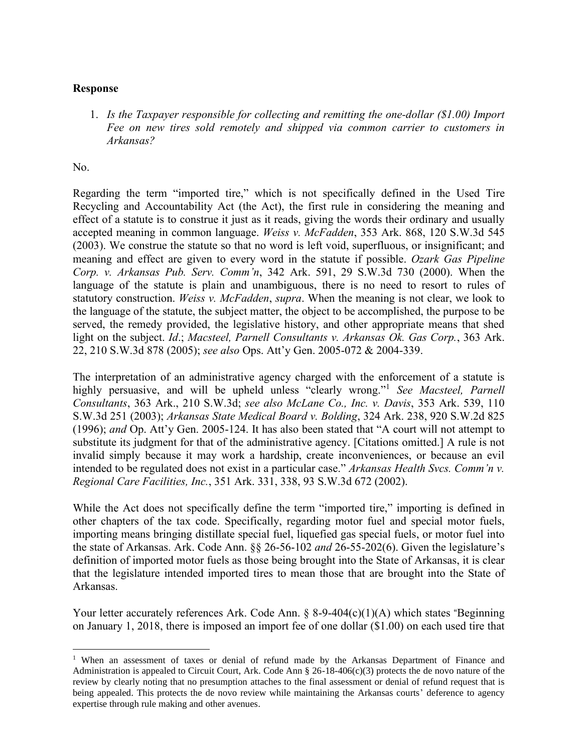**Response**

1. *Is the Taxpayer responsible for collecting and remitting the one-dollar ($1.00) Import Fee on new tires sold remotely and shipped via common carrier to customers in Arkansas?*

No.

Regarding the term "imported tire," which is not specifically defined in the Used Tire Recycling and Accountability Act (the Act), the first rule in considering the meaning and effect of a statute is to construe it just as it reads, giving the words their ordinary and usually accepted meaning in common language. *Weiss v. McFadden*, 353 Ark. 868, 120 S.W.3d 545 (2003). We construe the statute so that no word is left void, superfluous, or insignificant; and meaning and effect are given to every word in the statute if possible. *Ozark Gas Pipeline Corp. v. Arkansas Pub. Serv. Comm'n*, 342 Ark. 591, 29 S.W.3d 730 (2000). When the language of the statute is plain and unambiguous, there is no need to resort to rules of statutory construction. *Weiss v. McFadden*, *supra*. When the meaning is not clear, we look to the language of the statute, the subject matter, the object to be accomplished, the purpose to be served, the remedy provided, the legislative history, and other appropriate means that shed light on the subject. *Id*.; *Macsteel, Parnell Consultants v. Arkansas Ok. Gas Corp.*, 363 Ark. 22, 210 S.W.3d 878 (2005); *see also* Ops. Att'y Gen. 2005-072 & 2004-339.

The interpretation of an administrative agency charged with the enforcement of a statute is highly persuasive, and will be upheld unless "clearly wrong."[1] *See Macsteel, Parnell Consultants*, 363 Ark., 210 S.W.3d; *see also McLane Co., Inc. v. Davis*, 353 Ark. 539, 110 S.W.3d 251 (2003); *Arkansas State Medical Board v. Bolding*, 324 Ark. 238, 920 S.W.2d 825 (1996); *and* Op. Att'y Gen. 2005-124. It has also been stated that "A court will not attempt to substitute its judgment for that of the administrative agency. [Citations omitted.] A rule is not invalid simply because it may work a hardship, create inconveniences, or because an evil intended to be regulated does not exist in a particular case." *Arkansas Health Svcs. Comm'n v. Regional Care Facilities, Inc.*, 351 Ark. 331, 338, 93 S.W.3d 672 (2002).

While the Act does not specifically define the term "imported tire," importing is defined in other chapters of the tax code. Specifically, regarding motor fuel and special motor fuels, importing means bringing distillate special fuel, liquefied gas special fuels, or motor fuel into the state of Arkansas. Ark. Code Ann. §§ 26-56-102 *and* 26-55-202(6). Given the legislature's definition of imported motor fuels as those being brought into the State of Arkansas, it is clear that the legislature intended imported tires to mean those that are brought into the State of Arkansas.

Your letter accurately references Ark. Code Ann. § 8-9-404(c)(1)(A) which states "Beginning on January 1, 2018, there is imposed an import fee of one dollar ($1.00) on each used tire that

---

[1] When an assessment of taxes or denial of refund made by the Arkansas Department of Finance and Administration is appealed to Circuit Court, Ark. Code Ann § 26-18-406(c)(3) protects the de novo nature of the review by clearly noting that no presumption attaches to the final assessment or denial of refund request that is being appealed. This protects the de novo review while maintaining the Arkansas courts' deference to agency expertise through rule making and other avenues.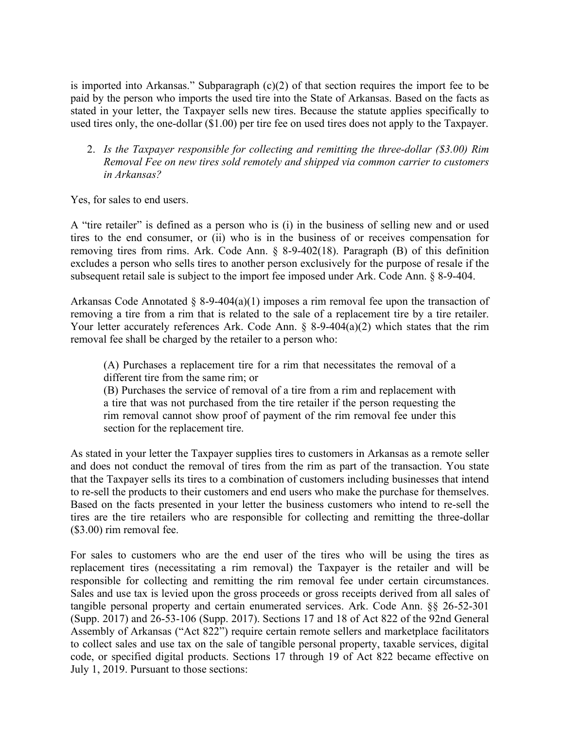is imported into Arkansas." Subparagraph (c)(2) of that section requires the import fee to be paid by the person who imports the used tire into the State of Arkansas. Based on the facts as stated in your letter, the Taxpayer sells new tires. Because the statute applies specifically to used tires only, the one-dollar ($1.00) per tire fee on used tires does not apply to the Taxpayer.

2. *Is the Taxpayer responsible for collecting and remitting the three-dollar ($3.00) Rim Removal Fee on new tires sold remotely and shipped via common carrier to customers in Arkansas?*

Yes, for sales to end users.

A "tire retailer" is defined as a person who is (i) in the business of selling new and or used tires to the end consumer, or (ii) who is in the business of or receives compensation for removing tires from rims. Ark. Code Ann. § 8-9-402(18). Paragraph (B) of this definition excludes a person who sells tires to another person exclusively for the purpose of resale if the subsequent retail sale is subject to the import fee imposed under Ark. Code Ann. § 8-9-404.

Arkansas Code Annotated § 8-9-404(a)(1) imposes a rim removal fee upon the transaction of removing a tire from a rim that is related to the sale of a replacement tire by a tire retailer. Your letter accurately references Ark. Code Ann. § 8-9-404(a)(2) which states that the rim removal fee shall be charged by the retailer to a person who:

> (A) Purchases a replacement tire for a rim that necessitates the removal of a different tire from the same rim; or
> (B) Purchases the service of removal of a tire from a rim and replacement with a tire that was not purchased from the tire retailer if the person requesting the rim removal cannot show proof of payment of the rim removal fee under this section for the replacement tire.

As stated in your letter the Taxpayer supplies tires to customers in Arkansas as a remote seller and does not conduct the removal of tires from the rim as part of the transaction. You state that the Taxpayer sells its tires to a combination of customers including businesses that intend to re-sell the products to their customers and end users who make the purchase for themselves. Based on the facts presented in your letter the business customers who intend to re-sell the tires are the tire retailers who are responsible for collecting and remitting the three-dollar ($3.00) rim removal fee.

For sales to customers who are the end user of the tires who will be using the tires as replacement tires (necessitating a rim removal) the Taxpayer is the retailer and will be responsible for collecting and remitting the rim removal fee under certain circumstances. Sales and use tax is levied upon the gross proceeds or gross receipts derived from all sales of tangible personal property and certain enumerated services. Ark. Code Ann. §§ 26-52-301 (Supp. 2017) and 26-53-106 (Supp. 2017). Sections 17 and 18 of Act 822 of the 92nd General Assembly of Arkansas ("Act 822") require certain remote sellers and marketplace facilitators to collect sales and use tax on the sale of tangible personal property, taxable services, digital code, or specified digital products. Sections 17 through 19 of Act 822 became effective on July 1, 2019. Pursuant to those sections: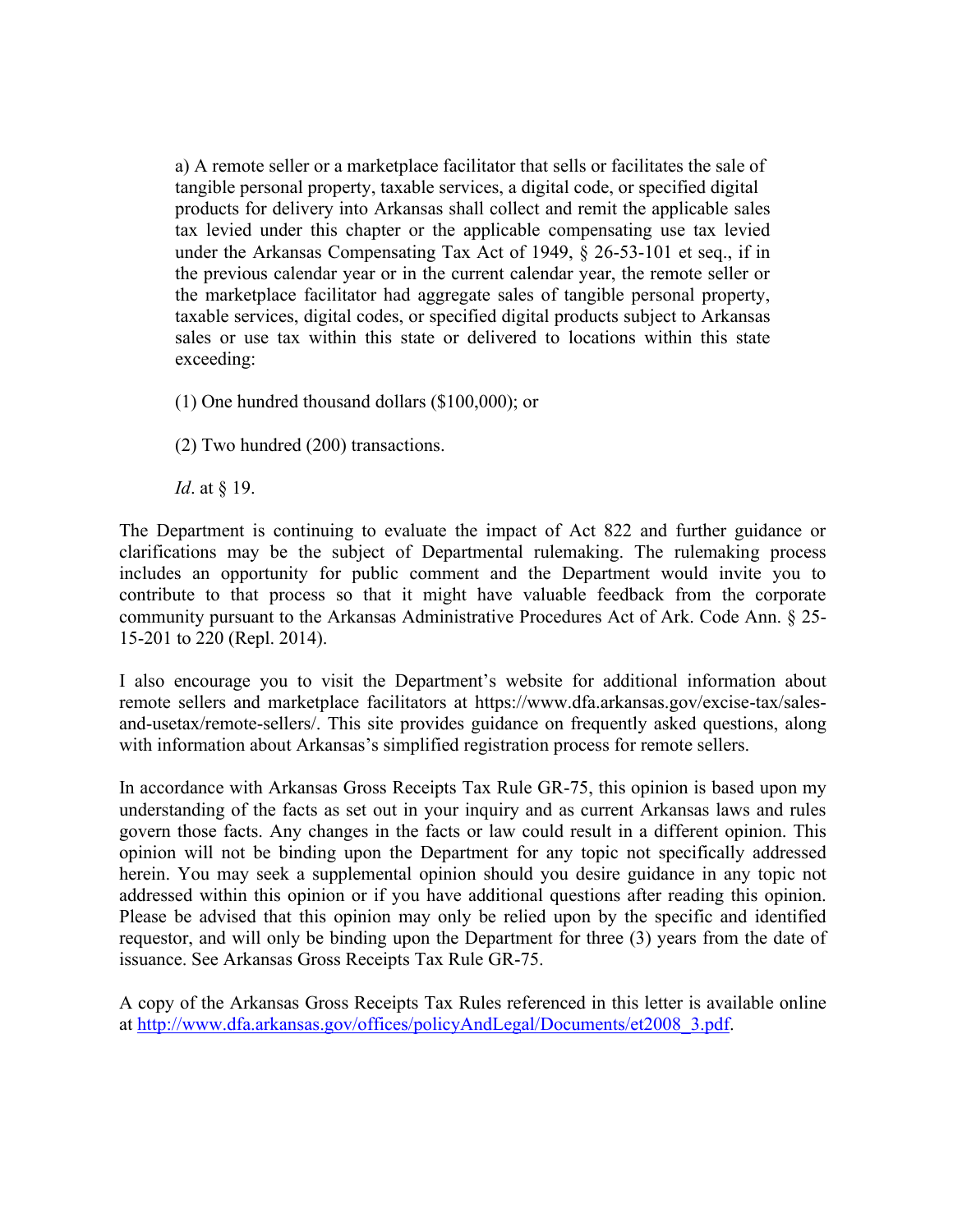> a) A remote seller or a marketplace facilitator that sells or facilitates the sale of tangible personal property, taxable services, a digital code, or specified digital products for delivery into Arkansas shall collect and remit the applicable sales tax levied under this chapter or the applicable compensating use tax levied under the Arkansas Compensating Tax Act of 1949, § 26-53-101 et seq., if in the previous calendar year or in the current calendar year, the remote seller or the marketplace facilitator had aggregate sales of tangible personal property, taxable services, digital codes, or specified digital products subject to Arkansas sales or use tax within this state or delivered to locations within this state exceeding:
>
> (1) One hundred thousand dollars ($100,000); or
>
> (2) Two hundred (200) transactions.
>
> *Id*. at § 19.

The Department is continuing to evaluate the impact of Act 822 and further guidance or clarifications may be the subject of Departmental rulemaking. The rulemaking process includes an opportunity for public comment and the Department would invite you to contribute to that process so that it might have valuable feedback from the corporate community pursuant to the Arkansas Administrative Procedures Act of Ark. Code Ann. § 25-15-201 to 220 (Repl. 2014).

I also encourage you to visit the Department's website for additional information about remote sellers and marketplace facilitators at https://www.dfa.arkansas.gov/excise-tax/sales-and-usetax/remote-sellers/. This site provides guidance on frequently asked questions, along with information about Arkansas's simplified registration process for remote sellers.

In accordance with Arkansas Gross Receipts Tax Rule GR-75, this opinion is based upon my understanding of the facts as set out in your inquiry and as current Arkansas laws and rules govern those facts. Any changes in the facts or law could result in a different opinion. This opinion will not be binding upon the Department for any topic not specifically addressed herein. You may seek a supplemental opinion should you desire guidance in any topic not addressed within this opinion or if you have additional questions after reading this opinion. Please be advised that this opinion may only be relied upon by the specific and identified requestor, and will only be binding upon the Department for three (3) years from the date of issuance. See Arkansas Gross Receipts Tax Rule GR-75.

A copy of the Arkansas Gross Receipts Tax Rules referenced in this letter is available online at [http://www.dfa.arkansas.gov/offices/policyAndLegal/Documents/et2008_3.pdf](http://www.dfa.arkansas.gov/offices/policyAndLegal/Documents/et2008_3.pdf).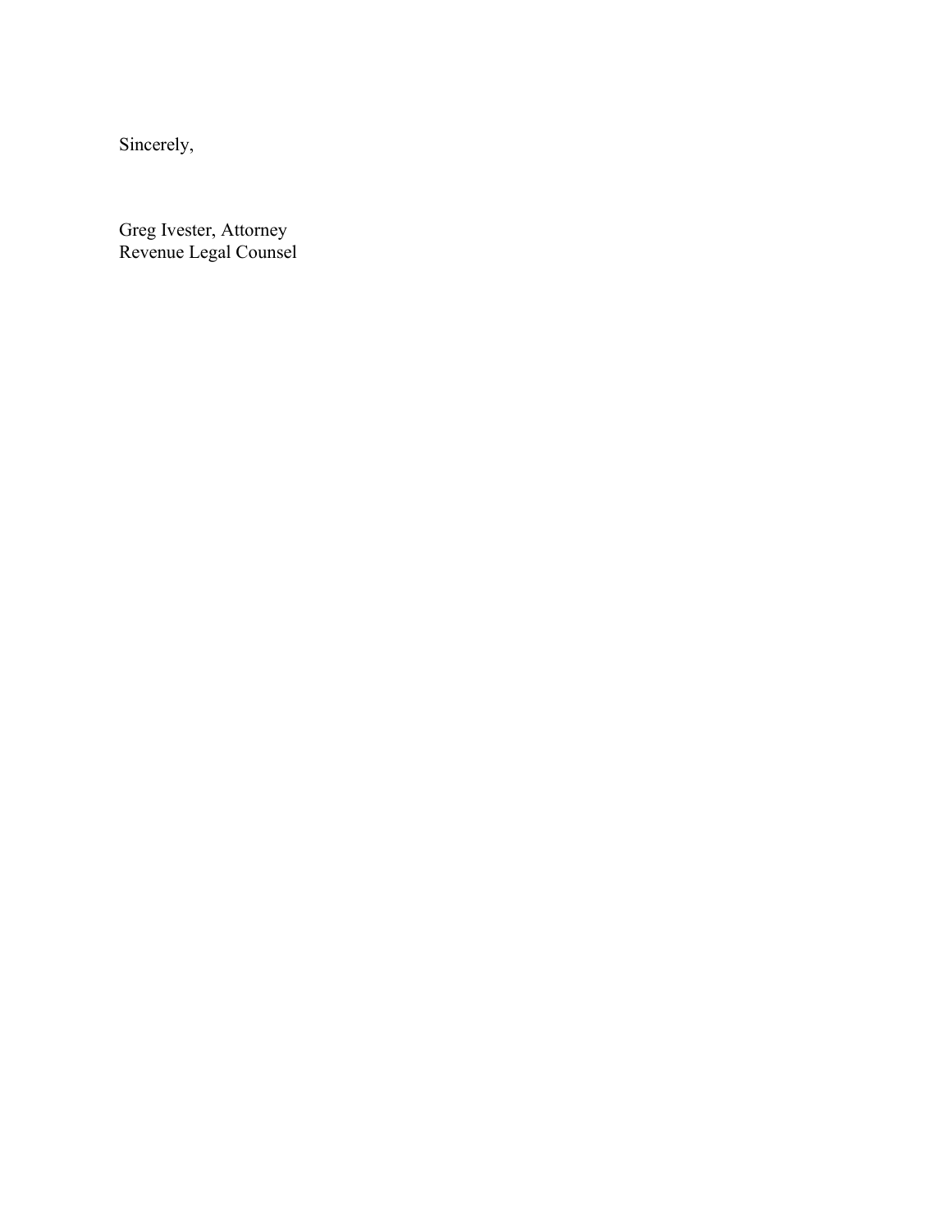Sincerely,

Greg Ivester, Attorney
Revenue Legal Counsel